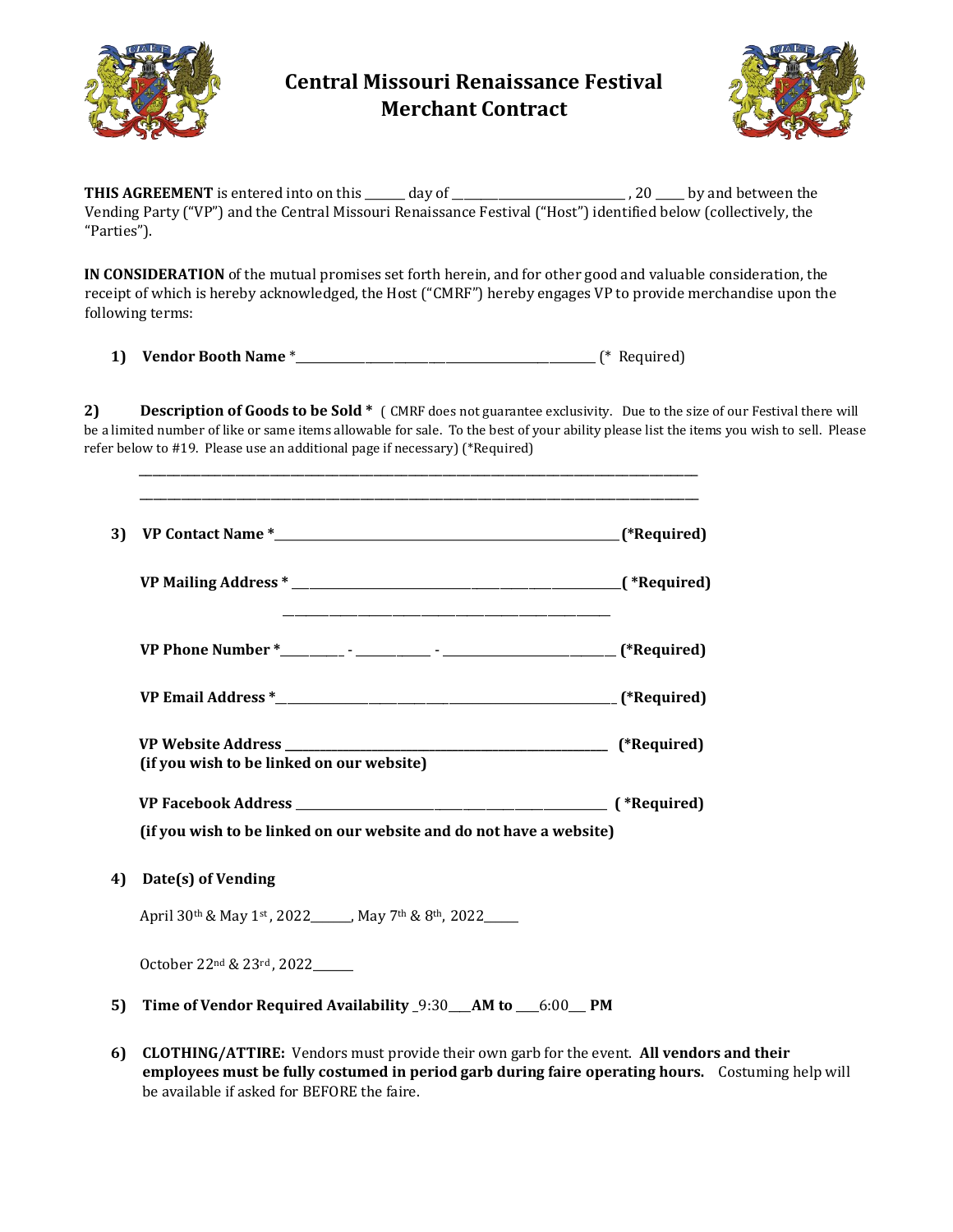# Central Missouri Renaissance Festival
# Merchant Contract

**THIS AGREEMENT** is entered into on this _______ day of ____________________________ , 20 _____ by and between the Vending Party ("VP") and the Central Missouri Renaissance Festival ("Host") identified below (collectively, the "Parties").

**IN CONSIDERATION** of the mutual promises set forth herein, and for other good and valuable consideration, the receipt of which is hereby acknowledged, the Host ("CMRF") hereby engages VP to provide merchandise upon the following terms:

1) **Vendor Booth Name** *_________________________________________________ (* Required)

2) **Description of Goods to be Sold *** ( CMRF does not guarantee exclusivity. Due to the size of our Festival there will be a limited number of like or same items allowable for sale. To the best of your ability please list the items you wish to sell. Please refer below to #19. Please use an additional page if necessary) (*Required)

_______________________________________________________________________________________________

_______________________________________________________________________________________________

3) **VP Contact Name ***_______________________________________________________ **(*Required)**

**VP Mailing Address *** ____________________________________________________ **( *Required)**

_____________________________________________________

**VP Phone Number ***__________ - ___________ - __________________________ **(*Required)**

**VP Email Address ***_______________________________________________________ **(*Required)**

**VP Website Address** ______________________________________________________ **(*Required)**
**(if you wish to be linked on our website)**

**VP Facebook Address** ____________________________________________________ **( *Required)**
**(if you wish to be linked on our website and do not have a website)**

4) **Date(s) of Vending**

April 30th & May 1st , 2022______, May 7th & 8th, 2022_____

October 22nd & 23rd , 2022______

5) **Time of Vendor Required Availability** _9:30___**AM to** ___6:00___ **PM**

6) **CLOTHING/ATTIRE:** Vendors must provide their own garb for the event. **All vendors and their employees must be fully costumed in period garb during faire operating hours.** Costuming help will be available if asked for BEFORE the faire.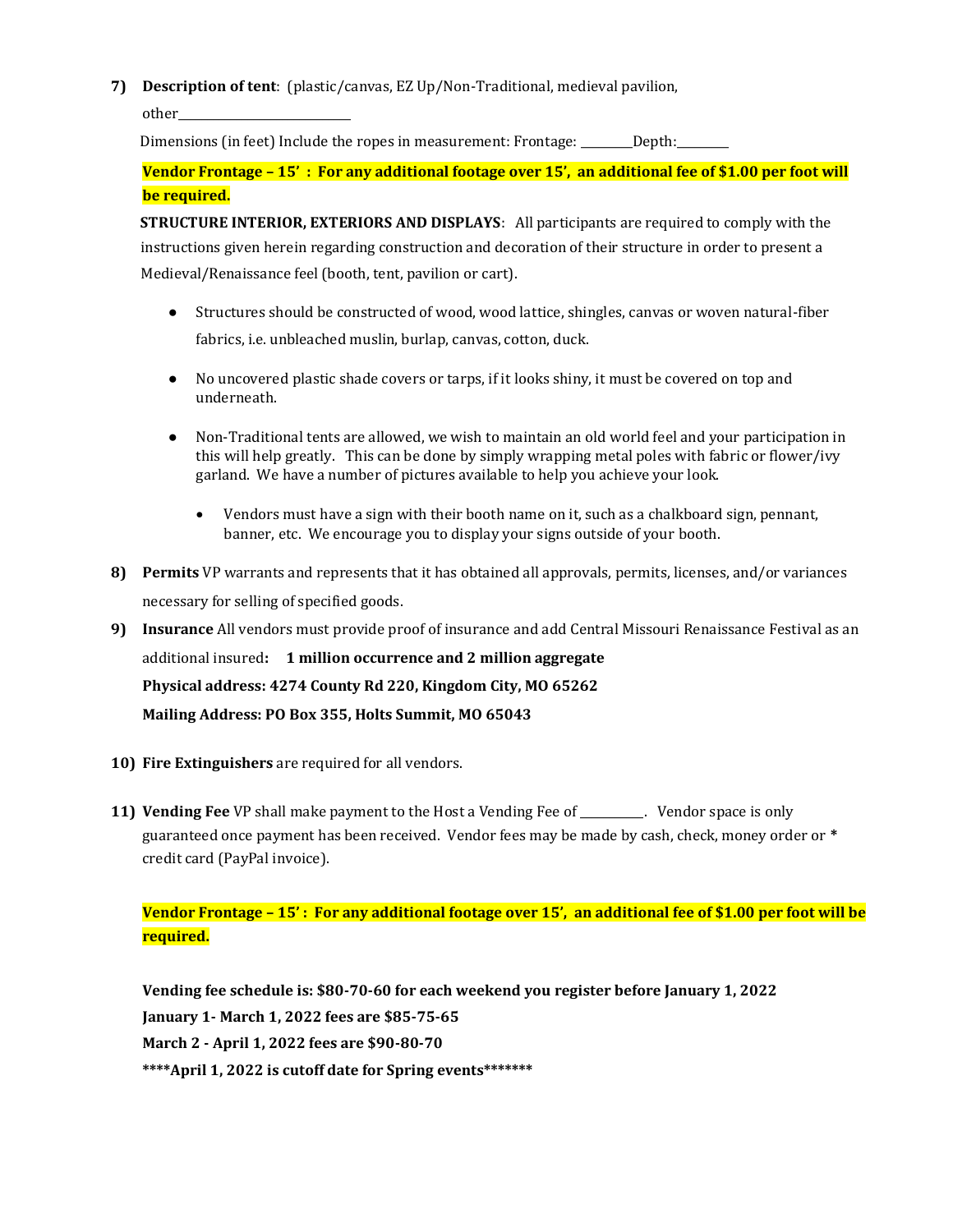7) **Description of tent**: (plastic/canvas, EZ Up/Non-Traditional, medieval pavilion, other___________________________

Dimensions (in feet) Include the ropes in measurement: Frontage: ________Depth:________

**Vendor Frontage – 15' : For any additional footage over 15', an additional fee of $1.00 per foot will be required.**

**STRUCTURE INTERIOR, EXTERIORS AND DISPLAYS**: All participants are required to comply with the instructions given herein regarding construction and decoration of their structure in order to present a Medieval/Renaissance feel (booth, tent, pavilion or cart).

- Structures should be constructed of wood, wood lattice, shingles, canvas or woven natural-fiber fabrics, i.e. unbleached muslin, burlap, canvas, cotton, duck.
- No uncovered plastic shade covers or tarps, if it looks shiny, it must be covered on top and underneath.
- Non-Traditional tents are allowed, we wish to maintain an old world feel and your participation in this will help greatly. This can be done by simply wrapping metal poles with fabric or flower/ivy garland. We have a number of pictures available to help you achieve your look.
    - Vendors must have a sign with their booth name on it, such as a chalkboard sign, pennant, banner, etc. We encourage you to display your signs outside of your booth.

8) **Permits** VP warrants and represents that it has obtained all approvals, permits, licenses, and/or variances necessary for selling of specified goods.

9) **Insurance** All vendors must provide proof of insurance and add Central Missouri Renaissance Festival as an additional insured**: 1 million occurrence and 2 million aggregate**

**Physical address: 4274 County Rd 220, Kingdom City, MO 65262**

**Mailing Address: PO Box 355, Holts Summit, MO 65043**

10) **Fire Extinguishers** are required for all vendors.

11) **Vending Fee** VP shall make payment to the Host a Vending Fee of __________. Vendor space is only guaranteed once payment has been received. Vendor fees may be made by cash, check, money order or * credit card (PayPal invoice).

**Vendor Frontage – 15' : For any additional footage over 15', an additional fee of $1.00 per foot will be required.**

**Vending fee schedule is: $80-70-60 for each weekend you register before January 1, 2022**

**January 1- March 1, 2022 fees are $85-75-65**

**March 2 - April 1, 2022 fees are $90-80-70**

**\*\*\*\*April 1, 2022 is cutoff date for Spring events\*\*\*\*\*\*\***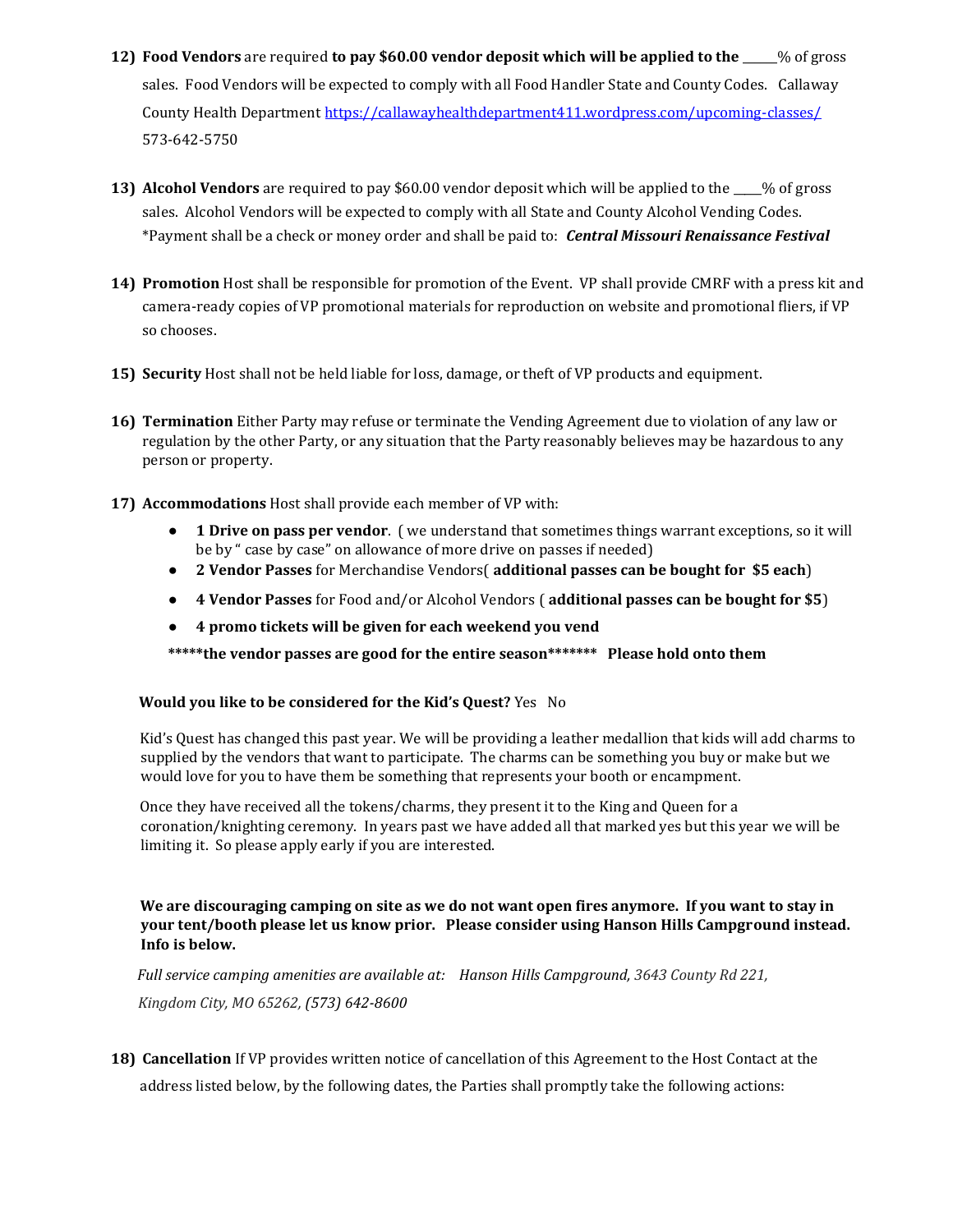12) **Food Vendors** are required **to pay $60.00 vendor deposit which will be applied to the** ______% of gross sales. Food Vendors will be expected to comply with all Food Handler State and County Codes. Callaway County Health Department [https://callawayhealthdepartment411.wordpress.com/upcoming-classes/](https://callawayhealthdepartment411.wordpress.com/upcoming-classes/) 573-642-5750

13) **Alcohol Vendors** are required to pay $60.00 vendor deposit which will be applied to the _____% of gross sales. Alcohol Vendors will be expected to comply with all State and County Alcohol Vending Codes. *Payment shall be a check or money order and shall be paid to: ***Central Missouri Renaissance Festival***

14) **Promotion** Host shall be responsible for promotion of the Event. VP shall provide CMRF with a press kit and camera-ready copies of VP promotional materials for reproduction on website and promotional fliers, if VP so chooses.

15) **Security** Host shall not be held liable for loss, damage, or theft of VP products and equipment.

16) **Termination** Either Party may refuse or terminate the Vending Agreement due to violation of any law or regulation by the other Party, or any situation that the Party reasonably believes may be hazardous to any person or property.

17) **Accommodations** Host shall provide each member of VP with:
    - **1 Drive on pass per vendor**. ( we understand that sometimes things warrant exceptions, so it will be by " case by case" on allowance of more drive on passes if needed)
    - **2 Vendor Passes** for Merchandise Vendors( **additional passes can be bought for $5 each**)
    - **4 Vendor Passes** for Food and/or Alcohol Vendors ( **additional passes can be bought for $5**)
    - **4 promo tickets will be given for each weekend you vend**

    **\*\*\*\*\*the vendor passes are good for the entire season\*\*\*\*\*\*\* Please hold onto them**

**Would you like to be considered for the Kid's Quest?** Yes No

Kid's Quest has changed this past year. We will be providing a leather medallion that kids will add charms to supplied by the vendors that want to participate. The charms can be something you buy or make but we would love for you to have them be something that represents your booth or encampment.

Once they have received all the tokens/charms, they present it to the King and Queen for a coronation/knighting ceremony. In years past we have added all that marked yes but this year we will be limiting it. So please apply early if you are interested.

**We are discouraging camping on site as we do not want open fires anymore. If you want to stay in your tent/booth please let us know prior. Please consider using Hanson Hills Campground instead. Info is below.**

*Full service camping amenities are available at: Hanson Hills Campground, 3643 County Rd 221, Kingdom City, MO 65262, (573) 642-8600*

18) **Cancellation** If VP provides written notice of cancellation of this Agreement to the Host Contact at the address listed below, by the following dates, the Parties shall promptly take the following actions: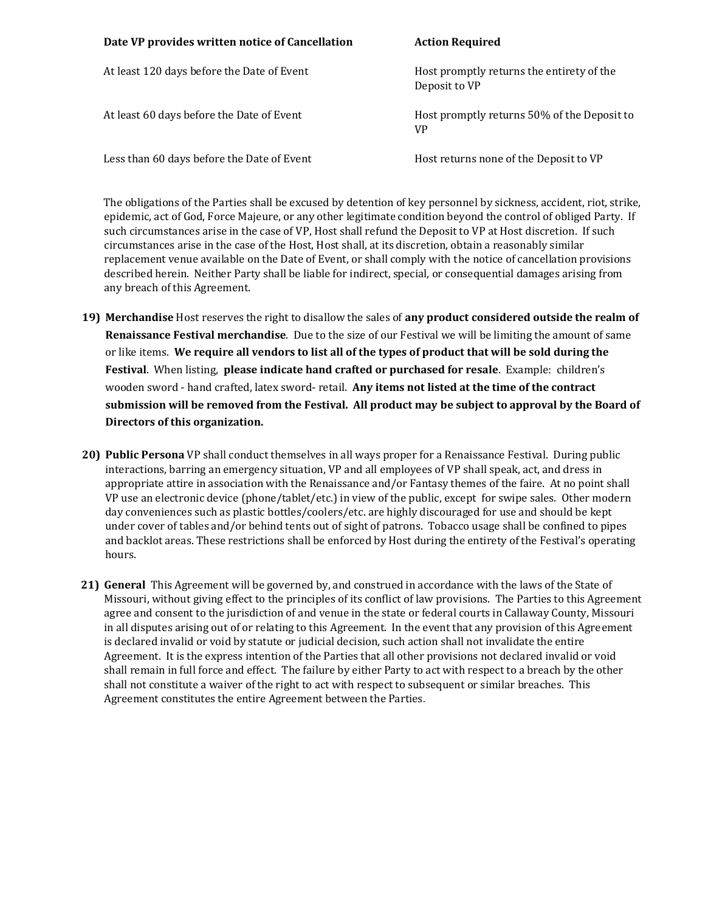| Date VP provides written notice of Cancellation | Action Required |
| --- | --- |
| At least 120 days before the Date of Event | Host promptly returns the entirety of the Deposit to VP |
| At least 60 days before the Date of Event | Host promptly returns 50% of the Deposit to VP |
| Less than 60 days before the Date of Event | Host returns none of the Deposit to VP |

The obligations of the Parties shall be excused by detention of key personnel by sickness, accident, riot, strike, epidemic, act of God, Force Majeure, or any other legitimate condition beyond the control of obliged Party. If such circumstances arise in the case of VP, Host shall refund the Deposit to VP at Host discretion. If such circumstances arise in the case of the Host, Host shall, at its discretion, obtain a reasonably similar replacement venue available on the Date of Event, or shall comply with the notice of cancellation provisions described herein. Neither Party shall be liable for indirect, special, or consequential damages arising from any breach of this Agreement.

19) **Merchandise** Host reserves the right to disallow the sales of **any product considered outside the realm of Renaissance Festival merchandise**. Due to the size of our Festival we will be limiting the amount of same or like items. **We require all vendors to list all of the types of product that will be sold during the Festival**. When listing, **please indicate hand crafted or purchased for resale**. Example: children's wooden sword - hand crafted, latex sword- retail. **Any items not listed at the time of the contract submission will be removed from the Festival. All product may be subject to approval by the Board of Directors of this organization.**

20) **Public Persona** VP shall conduct themselves in all ways proper for a Renaissance Festival. During public interactions, barring an emergency situation, VP and all employees of VP shall speak, act, and dress in appropriate attire in association with the Renaissance and/or Fantasy themes of the faire. At no point shall VP use an electronic device (phone/tablet/etc.) in view of the public, except for swipe sales. Other modern day conveniences such as plastic bottles/coolers/etc. are highly discouraged for use and should be kept under cover of tables and/or behind tents out of sight of patrons. Tobacco usage shall be confined to pipes and backlot areas. These restrictions shall be enforced by Host during the entirety of the Festival's operating hours.

21) **General** This Agreement will be governed by, and construed in accordance with the laws of the State of Missouri, without giving effect to the principles of its conflict of law provisions. The Parties to this Agreement agree and consent to the jurisdiction of and venue in the state or federal courts in Callaway County, Missouri in all disputes arising out of or relating to this Agreement. In the event that any provision of this Agreement is declared invalid or void by statute or judicial decision, such action shall not invalidate the entire Agreement. It is the express intention of the Parties that all other provisions not declared invalid or void shall remain in full force and effect. The failure by either Party to act with respect to a breach by the other shall not constitute a waiver of the right to act with respect to subsequent or similar breaches. This Agreement constitutes the entire Agreement between the Parties.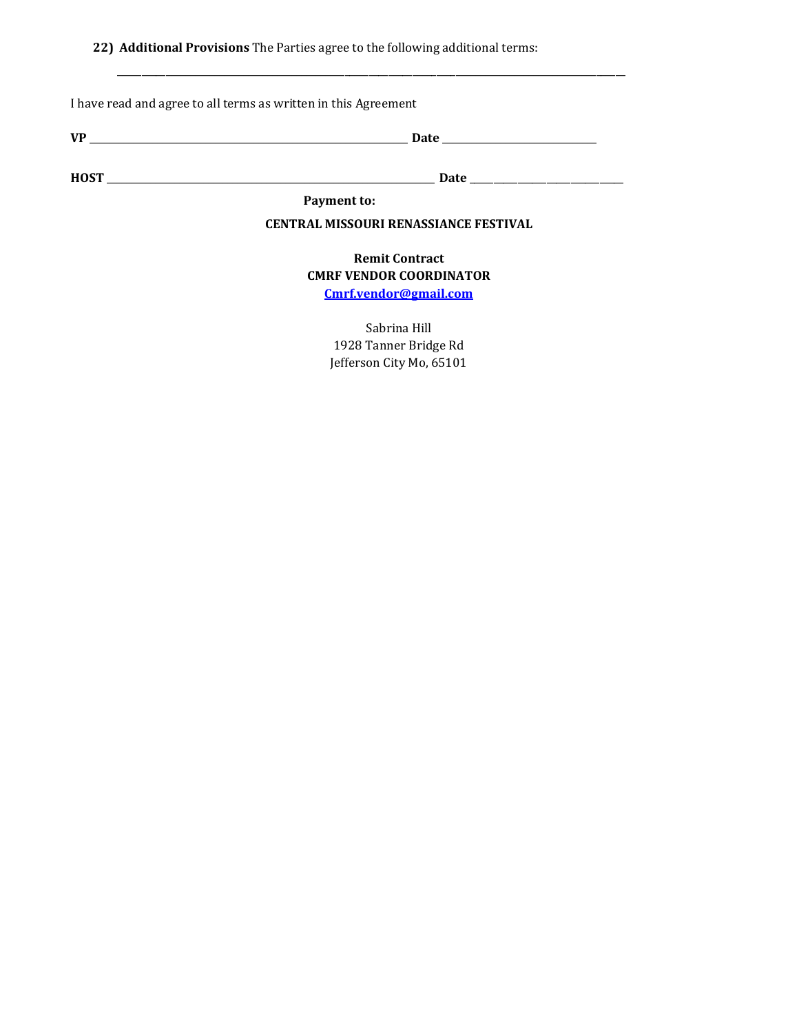**22) Additional Provisions** The Parties agree to the following additional terms:

_______________________________________________________________________________

I have read and agree to all terms as written in this Agreement

**VP** ______________________________________________ **Date** ______________________

**HOST** ____________________________________________ **Date** ______________________

**Payment to:**

**CENTRAL MISSOURI RENASSIANCE FESTIVAL**

**Remit Contract**
**CMRF VENDOR COORDINATOR**
**Cmrf.vendor@gmail.com**

Sabrina Hill
1928 Tanner Bridge Rd
Jefferson City Mo, 65101